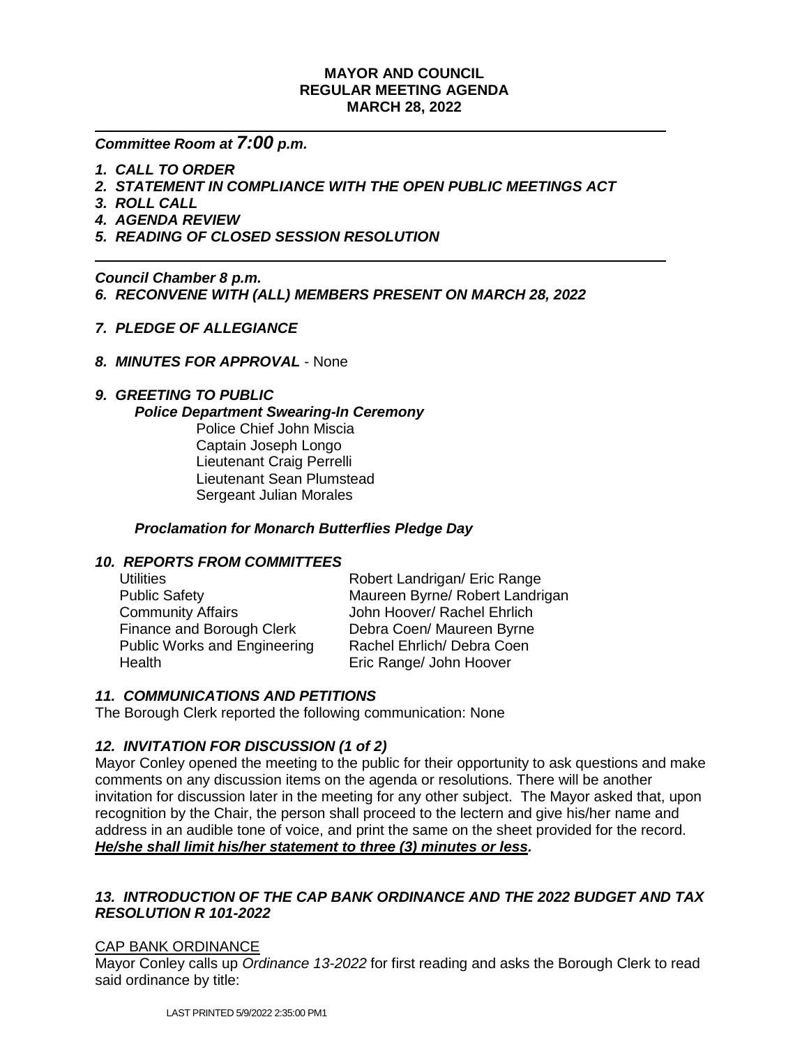**MAYOR AND COUNCIL**
**REGULAR MEETING AGENDA**
**MARCH 28, 2022**

---

***Committee Room at 7:00 p.m.***

1. ***CALL TO ORDER***
2. ***STATEMENT IN COMPLIANCE WITH THE OPEN PUBLIC MEETINGS ACT***
3. ***ROLL CALL***
4. ***AGENDA REVIEW***
5. ***READING OF CLOSED SESSION RESOLUTION***

---

***Council Chamber 8 p.m.***

6. ***RECONVENE WITH (ALL) MEMBERS PRESENT ON MARCH 28, 2022***

7. ***PLEDGE OF ALLEGIANCE***

8. ***MINUTES FOR APPROVAL*** - None

9. ***GREETING TO PUBLIC***

***Police Department Swearing-In Ceremony***

Police Chief John Miscia
Captain Joseph Longo
Lieutenant Craig Perrelli
Lieutenant Sean Plumstead
Sergeant Julian Morales

***Proclamation for Monarch Butterflies Pledge Day***

10. ***REPORTS FROM COMMITTEES***

| | |
|---|---|
| Utilities | Robert Landrigan/ Eric Range |
| Public Safety | Maureen Byrne/ Robert Landrigan |
| Community Affairs | John Hoover/ Rachel Ehrlich |
| Finance and Borough Clerk | Debra Coen/ Maureen Byrne |
| Public Works and Engineering | Rachel Ehrlich/ Debra Coen |
| Health | Eric Range/ John Hoover |

11. ***COMMUNICATIONS AND PETITIONS***

The Borough Clerk reported the following communication: None

12. ***INVITATION FOR DISCUSSION (1 of 2)***

Mayor Conley opened the meeting to the public for their opportunity to ask questions and make comments on any discussion items on the agenda or resolutions. There will be another invitation for discussion later in the meeting for any other subject. The Mayor asked that, upon recognition by the Chair, the person shall proceed to the lectern and give his/her name and address in an audible tone of voice, and print the same on the sheet provided for the record. ***He/she shall limit his/her statement to three (3) minutes or less.***

13. ***INTRODUCTION OF THE CAP BANK ORDINANCE AND THE 2022 BUDGET AND TAX RESOLUTION R 101-2022***

CAP BANK ORDINANCE

Mayor Conley calls up *Ordinance 13-2022* for first reading and asks the Borough Clerk to read said ordinance by title: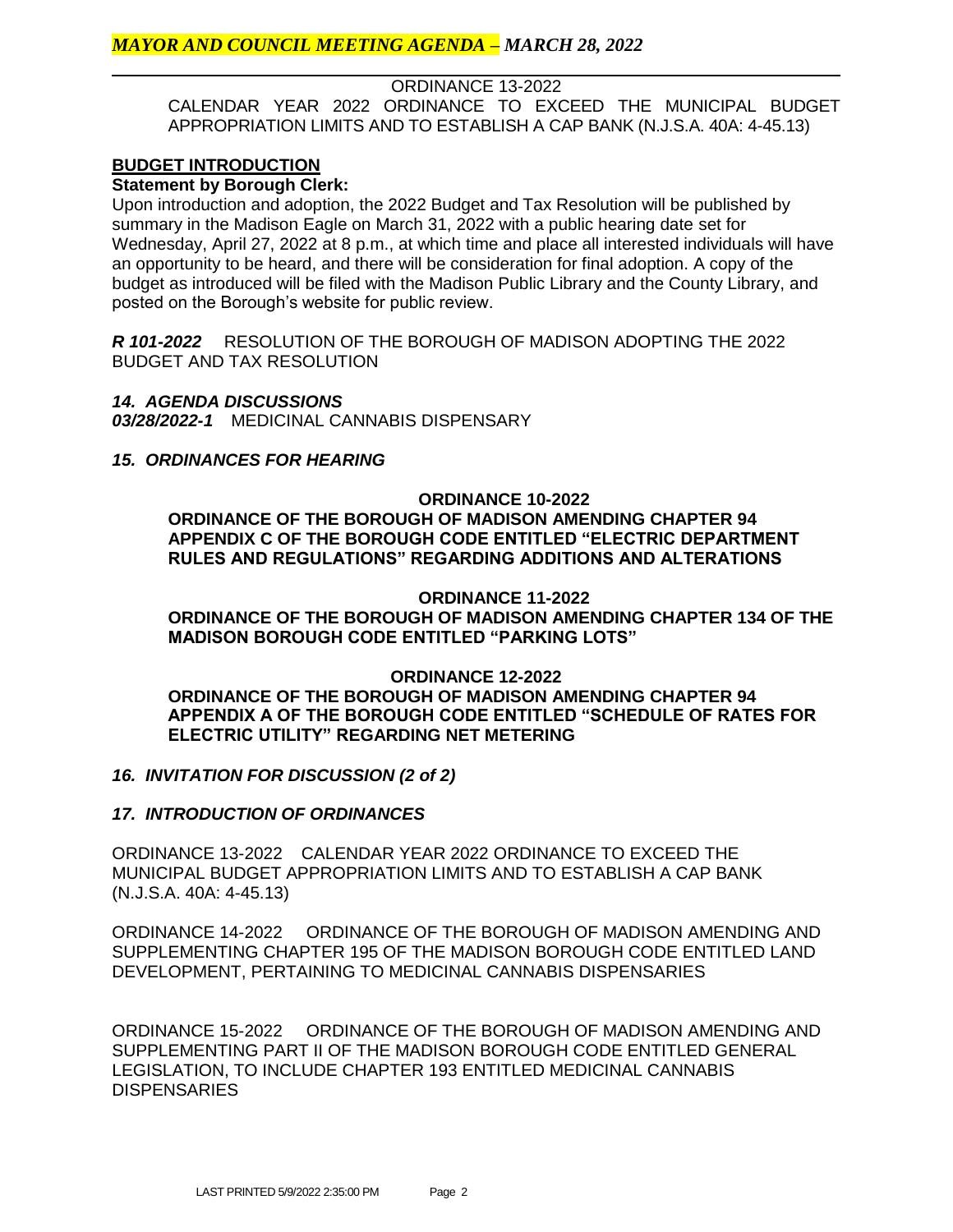ORDINANCE 13-2022
CALENDAR YEAR 2022 ORDINANCE TO EXCEED THE MUNICIPAL BUDGET APPROPRIATION LIMITS AND TO ESTABLISH A CAP BANK (N.J.S.A. 40A: 4-45.13)

**BUDGET INTRODUCTION**

**Statement by Borough Clerk:**
Upon introduction and adoption, the 2022 Budget and Tax Resolution will be published by summary in the Madison Eagle on March 31, 2022 with a public hearing date set for Wednesday, April 27, 2022 at 8 p.m., at which time and place all interested individuals will have an opportunity to be heard, and there will be consideration for final adoption. A copy of the budget as introduced will be filed with the Madison Public Library and the County Library, and posted on the Borough's website for public review.

***R 101-2022*** RESOLUTION OF THE BOROUGH OF MADISON ADOPTING THE 2022 BUDGET AND TAX RESOLUTION

### *14. AGENDA DISCUSSIONS*

***03/28/2022-1*** MEDICINAL CANNABIS DISPENSARY

### *15. ORDINANCES FOR HEARING*

**ORDINANCE 10-2022**
**ORDINANCE OF THE BOROUGH OF MADISON AMENDING CHAPTER 94 APPENDIX C OF THE BOROUGH CODE ENTITLED "ELECTRIC DEPARTMENT RULES AND REGULATIONS" REGARDING ADDITIONS AND ALTERATIONS**

**ORDINANCE 11-2022**
**ORDINANCE OF THE BOROUGH OF MADISON AMENDING CHAPTER 134 OF THE MADISON BOROUGH CODE ENTITLED "PARKING LOTS"**

**ORDINANCE 12-2022**
**ORDINANCE OF THE BOROUGH OF MADISON AMENDING CHAPTER 94 APPENDIX A OF THE BOROUGH CODE ENTITLED "SCHEDULE OF RATES FOR ELECTRIC UTILITY" REGARDING NET METERING**

### *16. INVITATION FOR DISCUSSION (2 of 2)*

### *17. INTRODUCTION OF ORDINANCES*

ORDINANCE 13-2022 CALENDAR YEAR 2022 ORDINANCE TO EXCEED THE MUNICIPAL BUDGET APPROPRIATION LIMITS AND TO ESTABLISH A CAP BANK (N.J.S.A. 40A: 4-45.13)

ORDINANCE 14-2022 ORDINANCE OF THE BOROUGH OF MADISON AMENDING AND SUPPLEMENTING CHAPTER 195 OF THE MADISON BOROUGH CODE ENTITLED LAND DEVELOPMENT, PERTAINING TO MEDICINAL CANNABIS DISPENSARIES

ORDINANCE 15-2022 ORDINANCE OF THE BOROUGH OF MADISON AMENDING AND SUPPLEMENTING PART II OF THE MADISON BOROUGH CODE ENTITLED GENERAL LEGISLATION, TO INCLUDE CHAPTER 193 ENTITLED MEDICINAL CANNABIS DISPENSARIES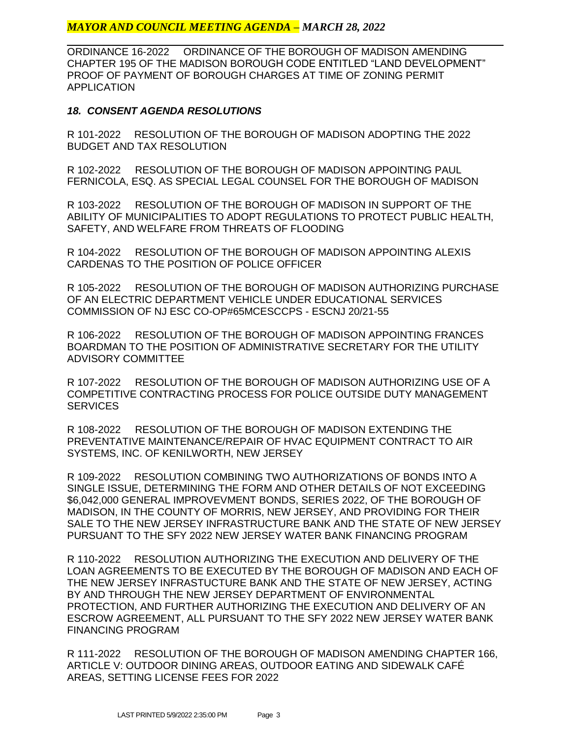ORDINANCE 16-2022 ORDINANCE OF THE BOROUGH OF MADISON AMENDING CHAPTER 195 OF THE MADISON BOROUGH CODE ENTITLED "LAND DEVELOPMENT" PROOF OF PAYMENT OF BOROUGH CHARGES AT TIME OF ZONING PERMIT APPLICATION

### *18. CONSENT AGENDA RESOLUTIONS*

R 101-2022 RESOLUTION OF THE BOROUGH OF MADISON ADOPTING THE 2022 BUDGET AND TAX RESOLUTION

R 102-2022 RESOLUTION OF THE BOROUGH OF MADISON APPOINTING PAUL FERNICOLA, ESQ. AS SPECIAL LEGAL COUNSEL FOR THE BOROUGH OF MADISON

R 103-2022 RESOLUTION OF THE BOROUGH OF MADISON IN SUPPORT OF THE ABILITY OF MUNICIPALITIES TO ADOPT REGULATIONS TO PROTECT PUBLIC HEALTH, SAFETY, AND WELFARE FROM THREATS OF FLOODING

R 104-2022 RESOLUTION OF THE BOROUGH OF MADISON APPOINTING ALEXIS CARDENAS TO THE POSITION OF POLICE OFFICER

R 105-2022 RESOLUTION OF THE BOROUGH OF MADISON AUTHORIZING PURCHASE OF AN ELECTRIC DEPARTMENT VEHICLE UNDER EDUCATIONAL SERVICES COMMISSION OF NJ ESC CO-OP#65MCESCCPS - ESCNJ 20/21-55

R 106-2022 RESOLUTION OF THE BOROUGH OF MADISON APPOINTING FRANCES BOARDMAN TO THE POSITION OF ADMINISTRATIVE SECRETARY FOR THE UTILITY ADVISORY COMMITTEE

R 107-2022 RESOLUTION OF THE BOROUGH OF MADISON AUTHORIZING USE OF A COMPETITIVE CONTRACTING PROCESS FOR POLICE OUTSIDE DUTY MANAGEMENT SERVICES

R 108-2022 RESOLUTION OF THE BOROUGH OF MADISON EXTENDING THE PREVENTATIVE MAINTENANCE/REPAIR OF HVAC EQUIPMENT CONTRACT TO AIR SYSTEMS, INC. OF KENILWORTH, NEW JERSEY

R 109-2022 RESOLUTION COMBINING TWO AUTHORIZATIONS OF BONDS INTO A SINGLE ISSUE, DETERMINING THE FORM AND OTHER DETAILS OF NOT EXCEEDING $6,042,000 GENERAL IMPROVEVMENT BONDS, SERIES 2022, OF THE BOROUGH OF MADISON, IN THE COUNTY OF MORRIS, NEW JERSEY, AND PROVIDING FOR THEIR SALE TO THE NEW JERSEY INFRASTRUCTURE BANK AND THE STATE OF NEW JERSEY PURSUANT TO THE SFY 2022 NEW JERSEY WATER BANK FINANCING PROGRAM

R 110-2022 RESOLUTION AUTHORIZING THE EXECUTION AND DELIVERY OF THE LOAN AGREEMENTS TO BE EXECUTED BY THE BOROUGH OF MADISON AND EACH OF THE NEW JERSEY INFRASTUCTURE BANK AND THE STATE OF NEW JERSEY, ACTING BY AND THROUGH THE NEW JERSEY DEPARTMENT OF ENVIRONMENTAL PROTECTION, AND FURTHER AUTHORIZING THE EXECUTION AND DELIVERY OF AN ESCROW AGREEMENT, ALL PURSUANT TO THE SFY 2022 NEW JERSEY WATER BANK FINANCING PROGRAM

R 111-2022 RESOLUTION OF THE BOROUGH OF MADISON AMENDING CHAPTER 166, ARTICLE V: OUTDOOR DINING AREAS, OUTDOOR EATING AND SIDEWALK CAFÉ AREAS, SETTING LICENSE FEES FOR 2022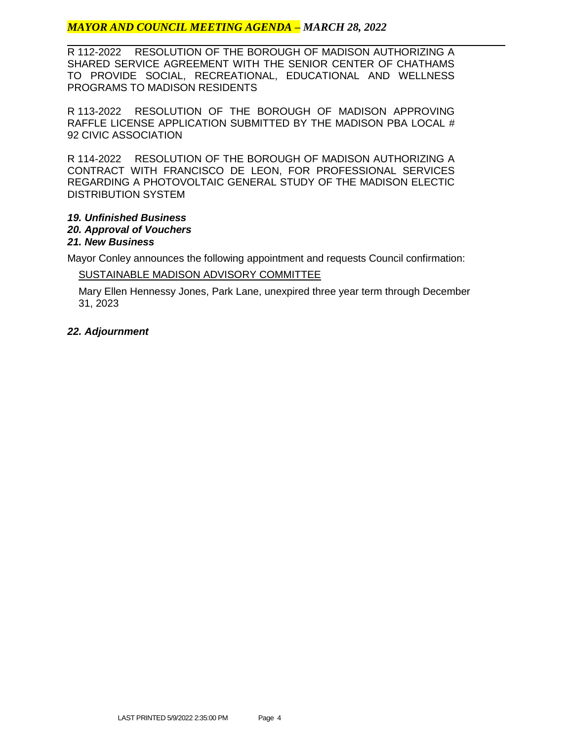R 112-2022 RESOLUTION OF THE BOROUGH OF MADISON AUTHORIZING A SHARED SERVICE AGREEMENT WITH THE SENIOR CENTER OF CHATHAMS TO PROVIDE SOCIAL, RECREATIONAL, EDUCATIONAL AND WELLNESS PROGRAMS TO MADISON RESIDENTS

R 113-2022 RESOLUTION OF THE BOROUGH OF MADISON APPROVING RAFFLE LICENSE APPLICATION SUBMITTED BY THE MADISON PBA LOCAL # 92 CIVIC ASSOCIATION

R 114-2022 RESOLUTION OF THE BOROUGH OF MADISON AUTHORIZING A CONTRACT WITH FRANCISCO DE LEON, FOR PROFESSIONAL SERVICES REGARDING A PHOTOVOLTAIC GENERAL STUDY OF THE MADISON ELECTIC DISTRIBUTION SYSTEM

***19. Unfinished Business***

***20. Approval of Vouchers***

***21. New Business***

Mayor Conley announces the following appointment and requests Council confirmation:

<u>SUSTAINABLE MADISON ADVISORY COMMITTEE</u>

Mary Ellen Hennessy Jones, Park Lane, unexpired three year term through December 31, 2023

***22. Adjournment***